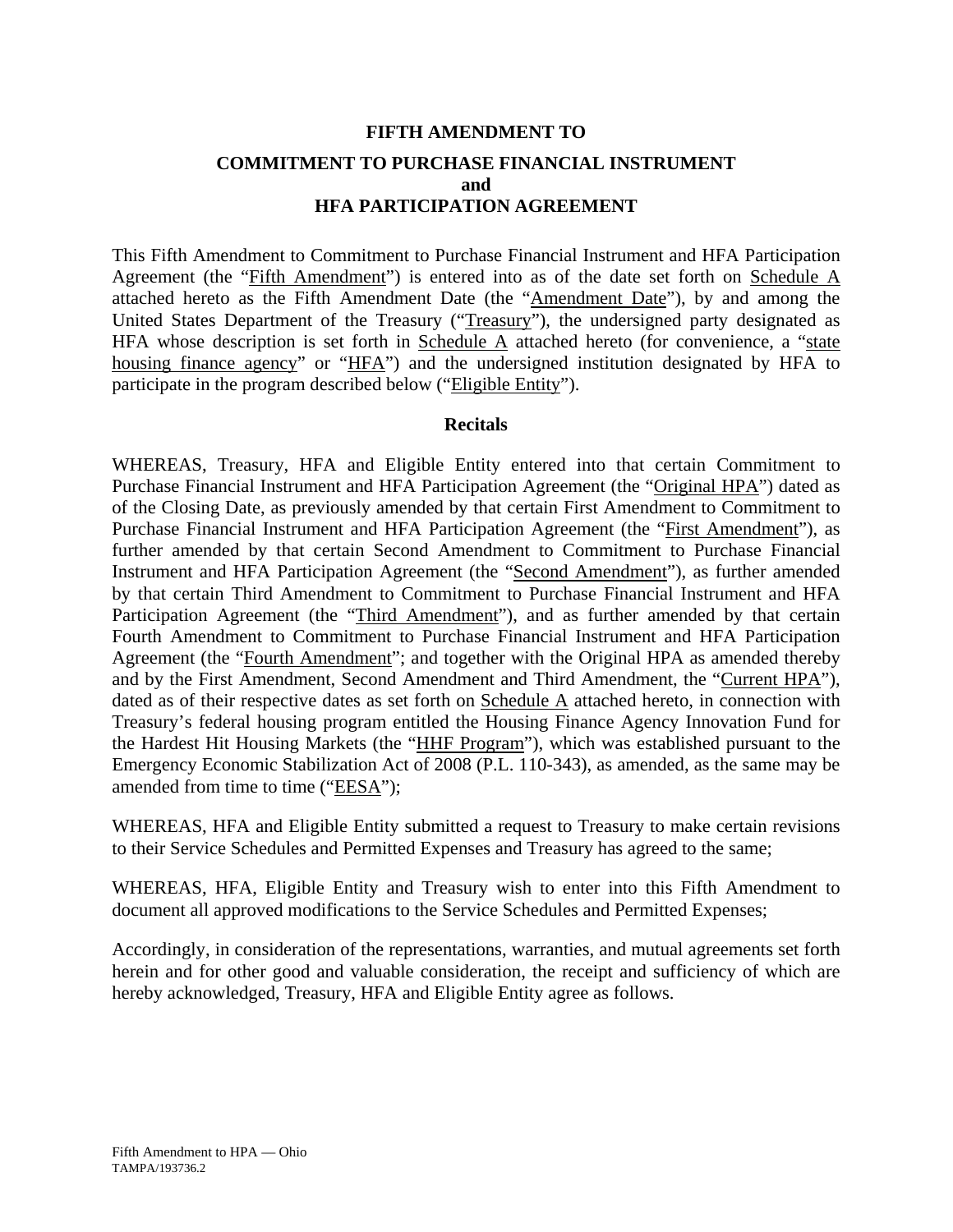**FIFTH AMENDMENT TO**

**COMMITMENT TO PURCHASE FINANCIAL INSTRUMENT**
**and**
**HFA PARTICIPATION AGREEMENT**

This Fifth Amendment to Commitment to Purchase Financial Instrument and HFA Participation Agreement (the "Fifth Amendment") is entered into as of the date set forth on Schedule A attached hereto as the Fifth Amendment Date (the "Amendment Date"), by and among the United States Department of the Treasury ("Treasury"), the undersigned party designated as HFA whose description is set forth in Schedule A attached hereto (for convenience, a "state housing finance agency" or "HFA") and the undersigned institution designated by HFA to participate in the program described below ("Eligible Entity").

**Recitals**

WHEREAS, Treasury, HFA and Eligible Entity entered into that certain Commitment to Purchase Financial Instrument and HFA Participation Agreement (the "Original HPA") dated as of the Closing Date, as previously amended by that certain First Amendment to Commitment to Purchase Financial Instrument and HFA Participation Agreement (the "First Amendment"), as further amended by that certain Second Amendment to Commitment to Purchase Financial Instrument and HFA Participation Agreement (the "Second Amendment"), as further amended by that certain Third Amendment to Commitment to Purchase Financial Instrument and HFA Participation Agreement (the "Third Amendment"), and as further amended by that certain Fourth Amendment to Commitment to Purchase Financial Instrument and HFA Participation Agreement (the "Fourth Amendment"; and together with the Original HPA as amended thereby and by the First Amendment, Second Amendment and Third Amendment, the "Current HPA"), dated as of their respective dates as set forth on Schedule A attached hereto, in connection with Treasury's federal housing program entitled the Housing Finance Agency Innovation Fund for the Hardest Hit Housing Markets (the "HHF Program"), which was established pursuant to the Emergency Economic Stabilization Act of 2008 (P.L. 110-343), as amended, as the same may be amended from time to time ("EESA");

WHEREAS, HFA and Eligible Entity submitted a request to Treasury to make certain revisions to their Service Schedules and Permitted Expenses and Treasury has agreed to the same;

WHEREAS, HFA, Eligible Entity and Treasury wish to enter into this Fifth Amendment to document all approved modifications to the Service Schedules and Permitted Expenses;

Accordingly, in consideration of the representations, warranties, and mutual agreements set forth herein and for other good and valuable consideration, the receipt and sufficiency of which are hereby acknowledged, Treasury, HFA and Eligible Entity agree as follows.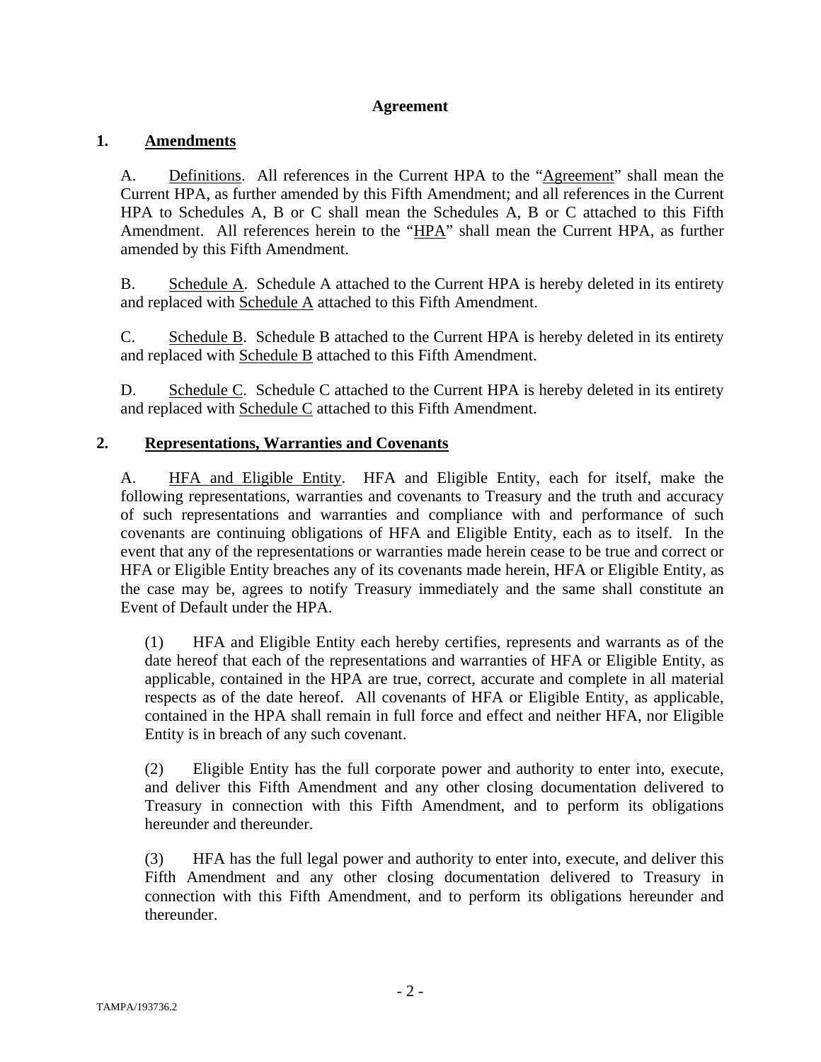**Agreement**

**1. Amendments**

A. Definitions. All references in the Current HPA to the "Agreement" shall mean the Current HPA, as further amended by this Fifth Amendment; and all references in the Current HPA to Schedules A, B or C shall mean the Schedules A, B or C attached to this Fifth Amendment. All references herein to the "HPA" shall mean the Current HPA, as further amended by this Fifth Amendment.

B. Schedule A. Schedule A attached to the Current HPA is hereby deleted in its entirety and replaced with Schedule A attached to this Fifth Amendment.

C. Schedule B. Schedule B attached to the Current HPA is hereby deleted in its entirety and replaced with Schedule B attached to this Fifth Amendment.

D. Schedule C. Schedule C attached to the Current HPA is hereby deleted in its entirety and replaced with Schedule C attached to this Fifth Amendment.

**2. Representations, Warranties and Covenants**

A. HFA and Eligible Entity. HFA and Eligible Entity, each for itself, make the following representations, warranties and covenants to Treasury and the truth and accuracy of such representations and warranties and compliance with and performance of such covenants are continuing obligations of HFA and Eligible Entity, each as to itself. In the event that any of the representations or warranties made herein cease to be true and correct or HFA or Eligible Entity breaches any of its covenants made herein, HFA or Eligible Entity, as the case may be, agrees to notify Treasury immediately and the same shall constitute an Event of Default under the HPA.

(1) HFA and Eligible Entity each hereby certifies, represents and warrants as of the date hereof that each of the representations and warranties of HFA or Eligible Entity, as applicable, contained in the HPA are true, correct, accurate and complete in all material respects as of the date hereof. All covenants of HFA or Eligible Entity, as applicable, contained in the HPA shall remain in full force and effect and neither HFA, nor Eligible Entity is in breach of any such covenant.

(2) Eligible Entity has the full corporate power and authority to enter into, execute, and deliver this Fifth Amendment and any other closing documentation delivered to Treasury in connection with this Fifth Amendment, and to perform its obligations hereunder and thereunder.

(3) HFA has the full legal power and authority to enter into, execute, and deliver this Fifth Amendment and any other closing documentation delivered to Treasury in connection with this Fifth Amendment, and to perform its obligations hereunder and thereunder.

TAMPA/193736.2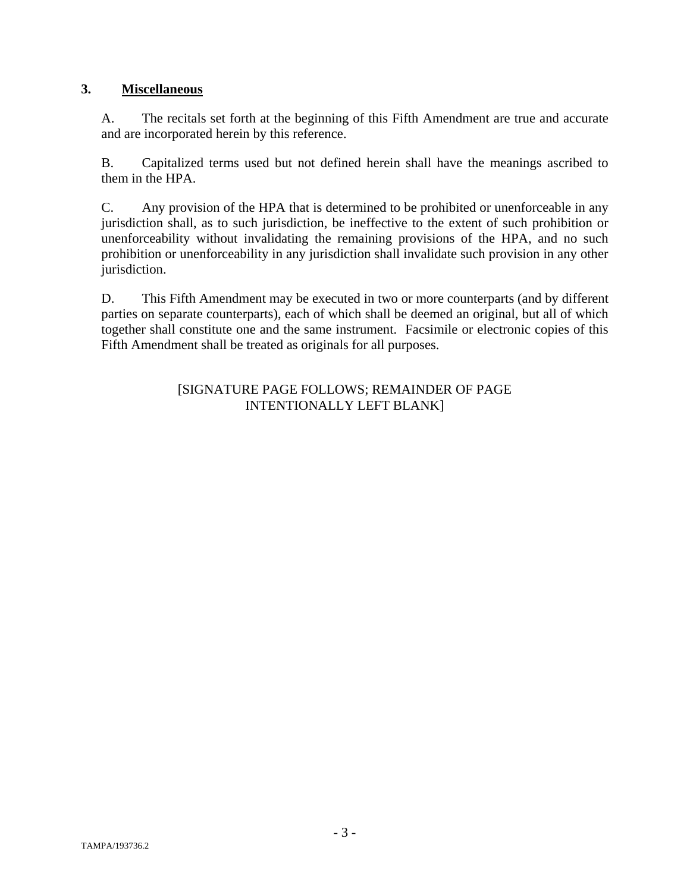## 3. **Miscellaneous**

A. The recitals set forth at the beginning of this Fifth Amendment are true and accurate and are incorporated herein by this reference.

B. Capitalized terms used but not defined herein shall have the meanings ascribed to them in the HPA.

C. Any provision of the HPA that is determined to be prohibited or unenforceable in any jurisdiction shall, as to such jurisdiction, be ineffective to the extent of such prohibition or unenforceability without invalidating the remaining provisions of the HPA, and no such prohibition or unenforceability in any jurisdiction shall invalidate such provision in any other jurisdiction.

D. This Fifth Amendment may be executed in two or more counterparts (and by different parties on separate counterparts), each of which shall be deemed an original, but all of which together shall constitute one and the same instrument. Facsimile or electronic copies of this Fifth Amendment shall be treated as originals for all purposes.

[SIGNATURE PAGE FOLLOWS; REMAINDER OF PAGE INTENTIONALLY LEFT BLANK]

TAMPA/193736.2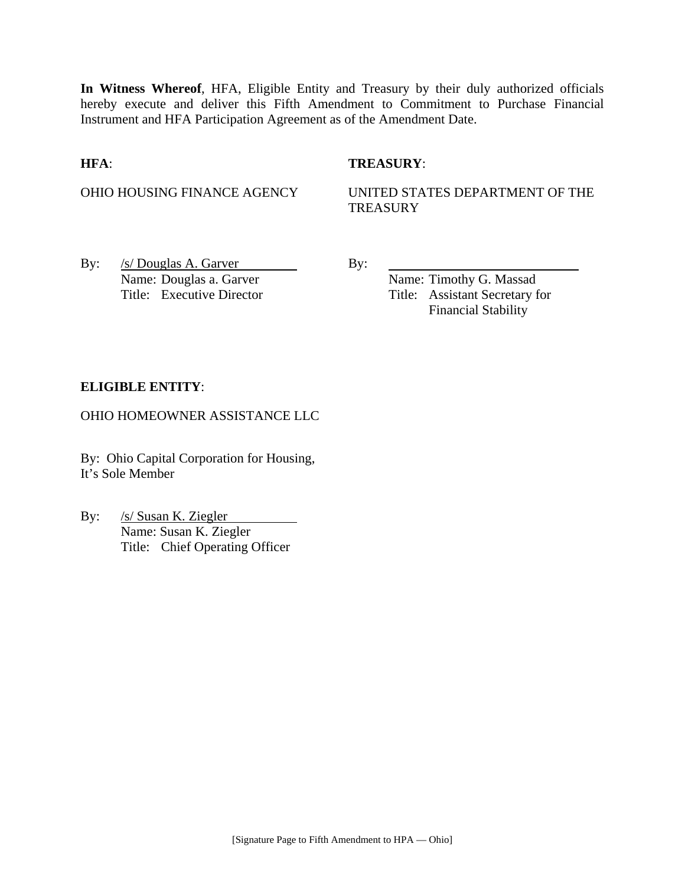**In Witness Whereof**, HFA, Eligible Entity and Treasury by their duly authorized officials hereby execute and deliver this Fifth Amendment to Commitment to Purchase Financial Instrument and HFA Participation Agreement as of the Amendment Date.

**HFA**:

OHIO HOUSING FINANCE AGENCY

By: /s/ Douglas A. Garver
Name: Douglas a. Garver
Title: Executive Director

**TREASURY**:

UNITED STATES DEPARTMENT OF THE TREASURY

By: ______________________________
Name: Timothy G. Massad
Title: Assistant Secretary for Financial Stability

**ELIGIBLE ENTITY**:

OHIO HOMEOWNER ASSISTANCE LLC

By: Ohio Capital Corporation for Housing,
It's Sole Member

By: /s/ Susan K. Ziegler
Name: Susan K. Ziegler
Title: Chief Operating Officer

[Signature Page to Fifth Amendment to HPA — Ohio]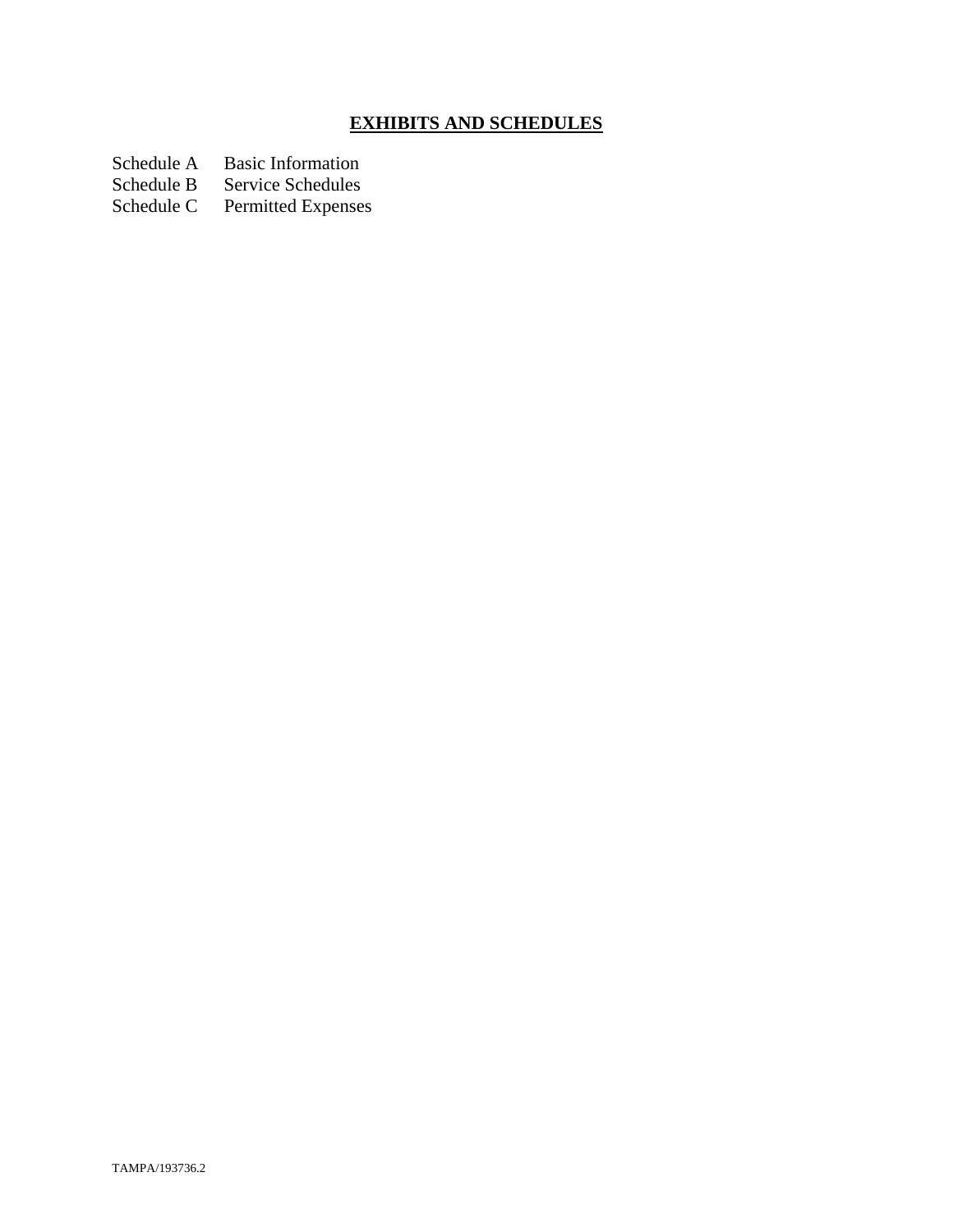## **EXHIBITS AND SCHEDULES**

| | |
|---|---|
| Schedule A | Basic Information |
| Schedule B | Service Schedules |
| Schedule C | Permitted Expenses |

TAMPA/193736.2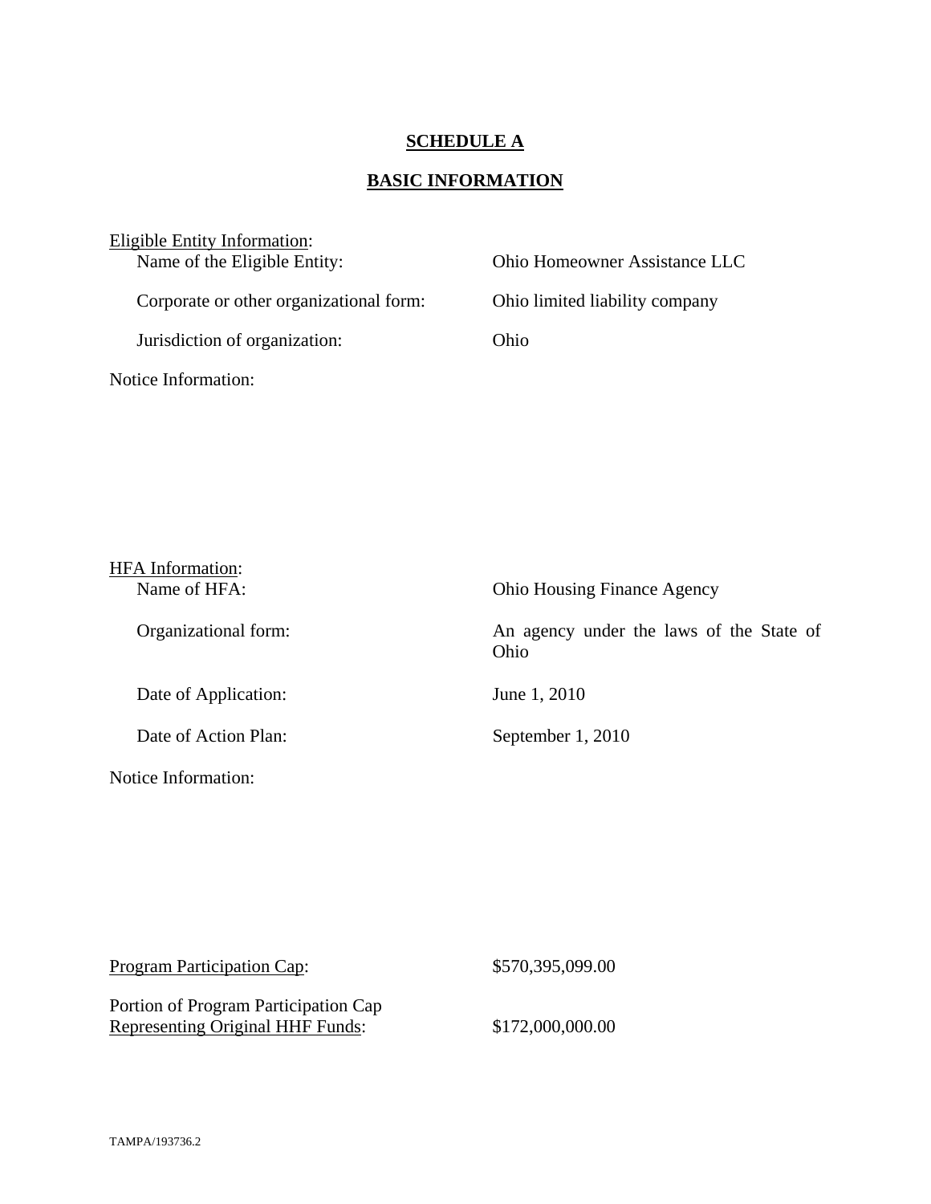# SCHEDULE A

## BASIC INFORMATION

Eligible Entity Information:

| | |
|---|---|
| Name of the Eligible Entity: | Ohio Homeowner Assistance LLC |
| Corporate or other organizational form: | Ohio limited liability company |
| Jurisdiction of organization: | Ohio |

Notice Information:

HFA Information:

| | |
|---|---|
| Name of HFA: | Ohio Housing Finance Agency |
| Organizational form: | An agency under the laws of the State of Ohio |
| Date of Application: | June 1, 2010 |
| Date of Action Plan: | September 1, 2010 |

Notice Information:

| | |
|---|---|
| Program Participation Cap: | $570,395,099.00 |
| Portion of Program Participation Cap Representing Original HHF Funds: | $172,000,000.00 |

TAMPA/193736.2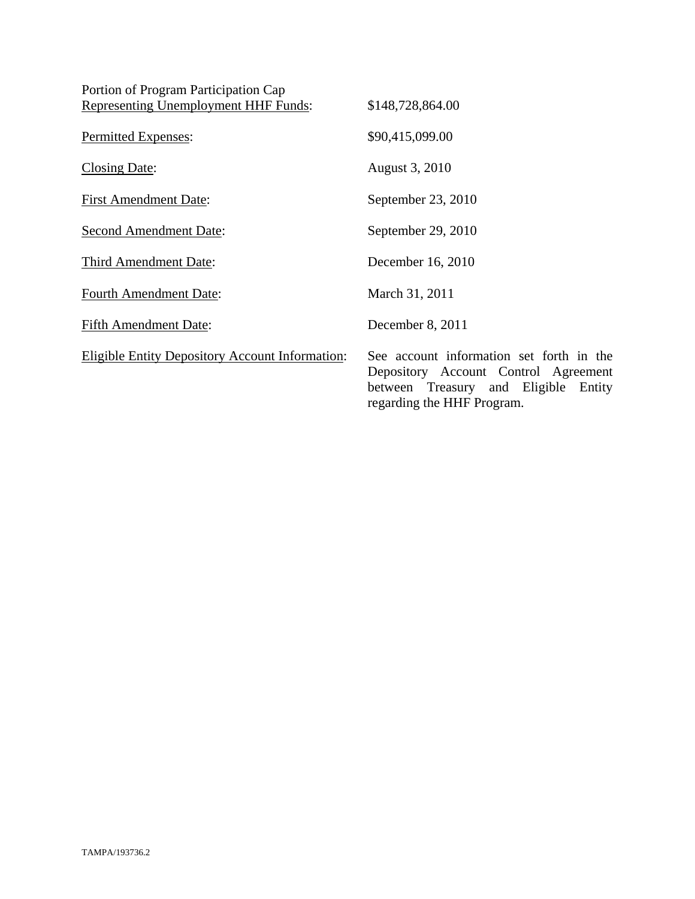| | |
|---|---|
| Portion of Program Participation Cap Representing Unemployment HHF Funds: | \$148,728,864.00 |
| Permitted Expenses: | \$90,415,099.00 |
| Closing Date: | August 3, 2010 |
| First Amendment Date: | September 23, 2010 |
| Second Amendment Date: | September 29, 2010 |
| Third Amendment Date: | December 16, 2010 |
| Fourth Amendment Date: | March 31, 2011 |
| Fifth Amendment Date: | December 8, 2011 |
| Eligible Entity Depository Account Information: | See account information set forth in the Depository Account Control Agreement between Treasury and Eligible Entity regarding the HHF Program. |

TAMPA/193736.2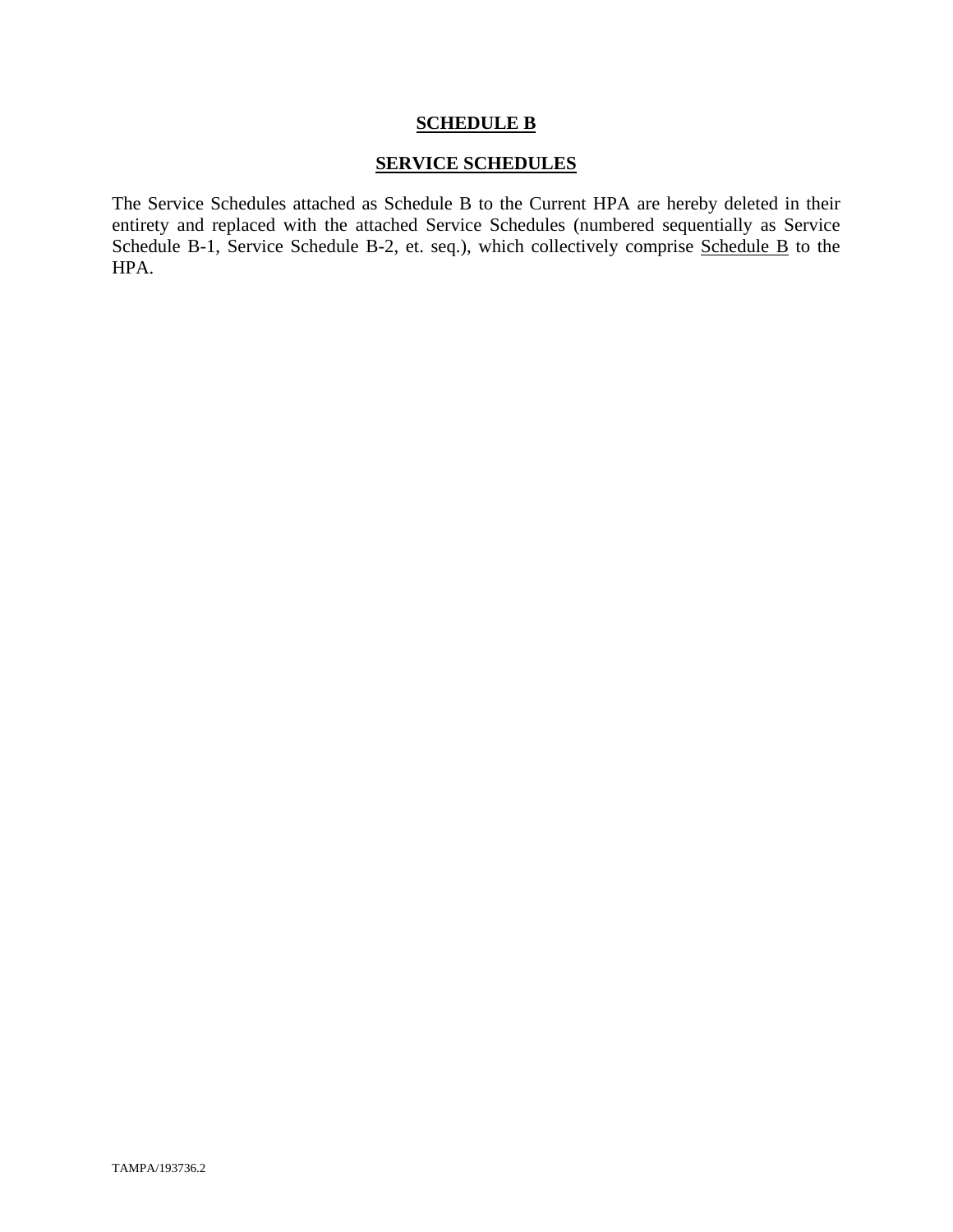**SCHEDULE B**

**SERVICE SCHEDULES**

The Service Schedules attached as Schedule B to the Current HPA are hereby deleted in their entirety and replaced with the attached Service Schedules (numbered sequentially as Service Schedule B-1, Service Schedule B-2, et. seq.), which collectively comprise Schedule B to the HPA.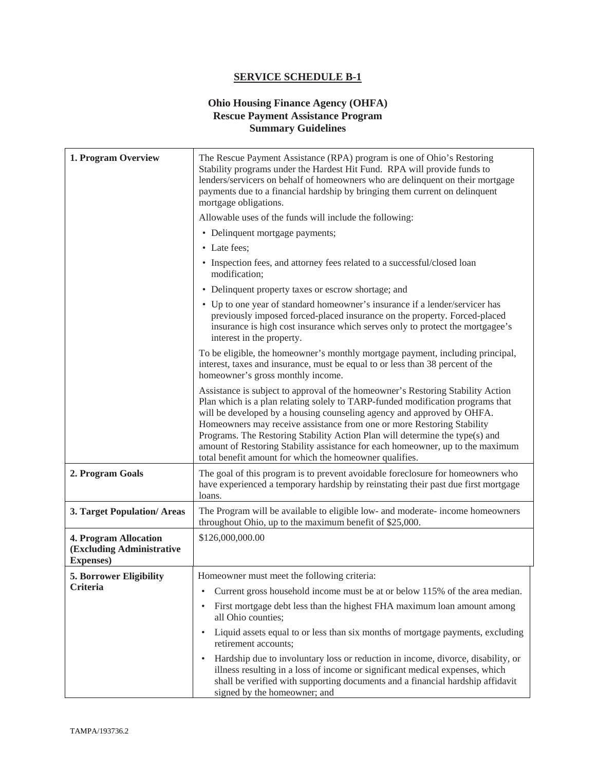## SERVICE SCHEDULE B-1

### Ohio Housing Finance Agency (OHFA)
### Rescue Payment Assistance Program
### Summary Guidelines

| | |
|---|---|
| **1. Program Overview** | The Rescue Payment Assistance (RPA) program is one of Ohio's Restoring Stability programs under the Hardest Hit Fund. RPA will provide funds to lenders/servicers on behalf of homeowners who are delinquent on their mortgage payments due to a financial hardship by bringing them current on delinquent mortgage obligations.<br><br>Allowable uses of the funds will include the following:<br>• Delinquent mortgage payments;<br>• Late fees;<br>• Inspection fees, and attorney fees related to a successful/closed loan modification;<br>• Delinquent property taxes or escrow shortage; and<br>• Up to one year of standard homeowner's insurance if a lender/servicer has previously imposed forced-placed insurance on the property. Forced-placed insurance is high cost insurance which serves only to protect the mortgagee's interest in the property.<br><br>To be eligible, the homeowner's monthly mortgage payment, including principal, interest, taxes and insurance, must be equal to or less than 38 percent of the homeowner's gross monthly income.<br><br>Assistance is subject to approval of the homeowner's Restoring Stability Action Plan which is a plan relating solely to TARP-funded modification programs that will be developed by a housing counseling agency and approved by OHFA. Homeowners may receive assistance from one or more Restoring Stability Programs. The Restoring Stability Action Plan will determine the type(s) and amount of Restoring Stability assistance for each homeowner, up to the maximum total benefit amount for which the homeowner qualifies. |
| **2. Program Goals** | The goal of this program is to prevent avoidable foreclosure for homeowners who have experienced a temporary hardship by reinstating their past due first mortgage loans. |
| **3. Target Population/ Areas** | The Program will be available to eligible low- and moderate- income homeowners throughout Ohio, up to the maximum benefit of $25,000. |
| **4. Program Allocation (Excluding Administrative Expenses)** | $126,000,000.00 |
| **5. Borrower Eligibility Criteria** | Homeowner must meet the following criteria:<br>• Current gross household income must be at or below 115% of the area median.<br>• First mortgage debt less than the highest FHA maximum loan amount among all Ohio counties;<br>• Liquid assets equal to or less than six months of mortgage payments, excluding retirement accounts;<br>• Hardship due to involuntary loss or reduction in income, divorce, disability, or illness resulting in a loss of income or significant medical expenses, which shall be verified with supporting documents and a financial hardship affidavit signed by the homeowner; and |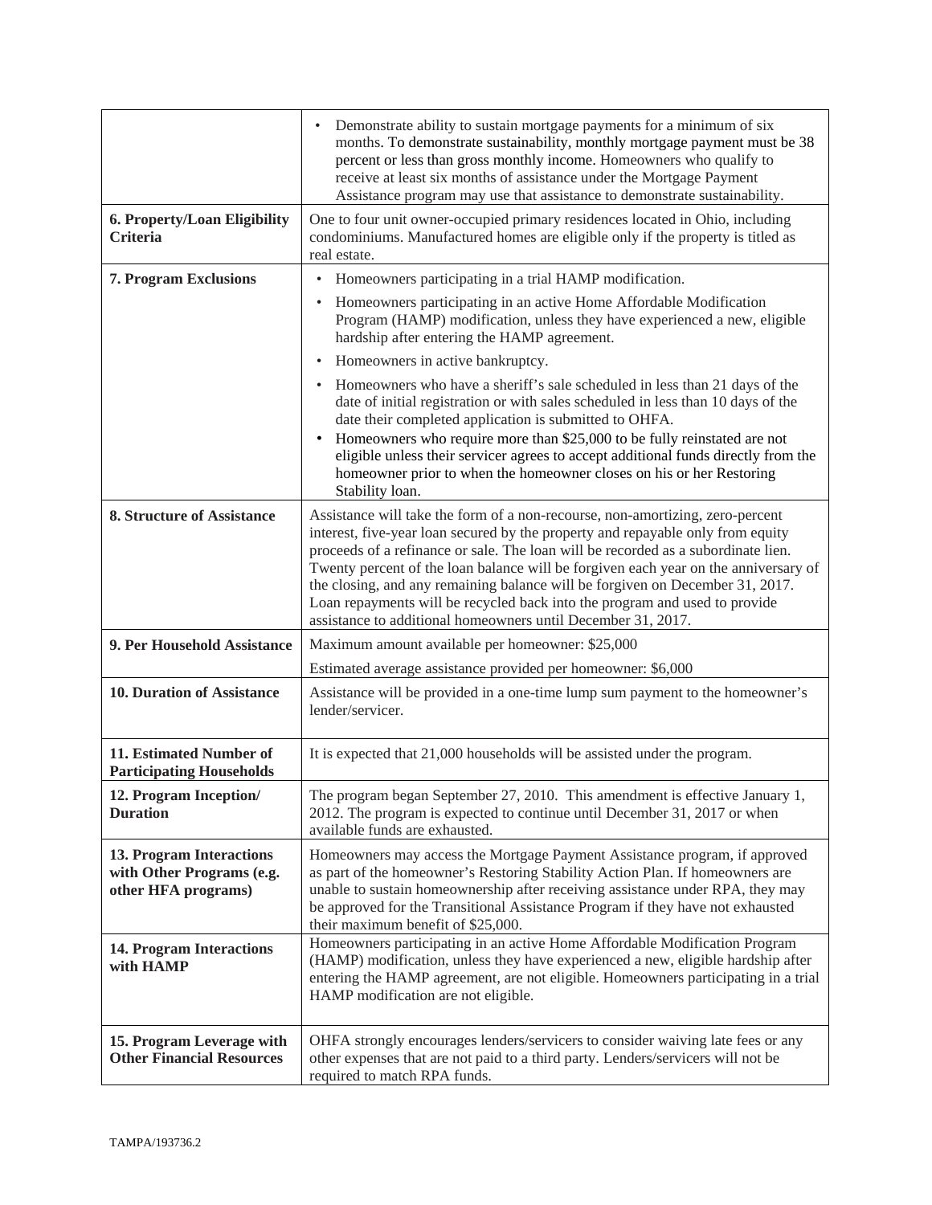| | |
|---|---|
| | • Demonstrate ability to sustain mortgage payments for a minimum of six months. To demonstrate sustainability, monthly mortgage payment must be 38 percent or less than gross monthly income. Homeowners who qualify to receive at least six months of assistance under the Mortgage Payment Assistance program may use that assistance to demonstrate sustainability. |
| **6. Property/Loan Eligibility Criteria** | One to four unit owner-occupied primary residences located in Ohio, including condominiums. Manufactured homes are eligible only if the property is titled as real estate. |
| **7. Program Exclusions** | • Homeowners participating in a trial HAMP modification.<br>• Homeowners participating in an active Home Affordable Modification Program (HAMP) modification, unless they have experienced a new, eligible hardship after entering the HAMP agreement.<br>• Homeowners in active bankruptcy.<br>• Homeowners who have a sheriff's sale scheduled in less than 21 days of the date of initial registration or with sales scheduled in less than 10 days of the date their completed application is submitted to OHFA.<br>• Homeowners who require more than $25,000 to be fully reinstated are not eligible unless their servicer agrees to accept additional funds directly from the homeowner prior to when the homeowner closes on his or her Restoring Stability loan. |
| **8. Structure of Assistance** | Assistance will take the form of a non-recourse, non-amortizing, zero-percent interest, five-year loan secured by the property and repayable only from equity proceeds of a refinance or sale. The loan will be recorded as a subordinate lien. Twenty percent of the loan balance will be forgiven each year on the anniversary of the closing, and any remaining balance will be forgiven on December 31, 2017. Loan repayments will be recycled back into the program and used to provide assistance to additional homeowners until December 31, 2017. |
| **9. Per Household Assistance** | Maximum amount available per homeowner: $25,000<br>Estimated average assistance provided per homeowner: $6,000 |
| **10. Duration of Assistance** | Assistance will be provided in a one-time lump sum payment to the homeowner's lender/servicer. |
| **11. Estimated Number of Participating Households** | It is expected that 21,000 households will be assisted under the program. |
| **12. Program Inception/ Duration** | The program began September 27, 2010. This amendment is effective January 1, 2012. The program is expected to continue until December 31, 2017 or when available funds are exhausted. |
| **13. Program Interactions with Other Programs (e.g. other HFA programs)** | Homeowners may access the Mortgage Payment Assistance program, if approved as part of the homeowner's Restoring Stability Action Plan. If homeowners are unable to sustain homeownership after receiving assistance under RPA, they may be approved for the Transitional Assistance Program if they have not exhausted their maximum benefit of $25,000. |
| **14. Program Interactions with HAMP** | Homeowners participating in an active Home Affordable Modification Program (HAMP) modification, unless they have experienced a new, eligible hardship after entering the HAMP agreement, are not eligible. Homeowners participating in a trial HAMP modification are not eligible. |
| **15. Program Leverage with Other Financial Resources** | OHFA strongly encourages lenders/servicers to consider waiving late fees or any other expenses that are not paid to a third party. Lenders/servicers will not be required to match RPA funds. |

TAMPA/193736.2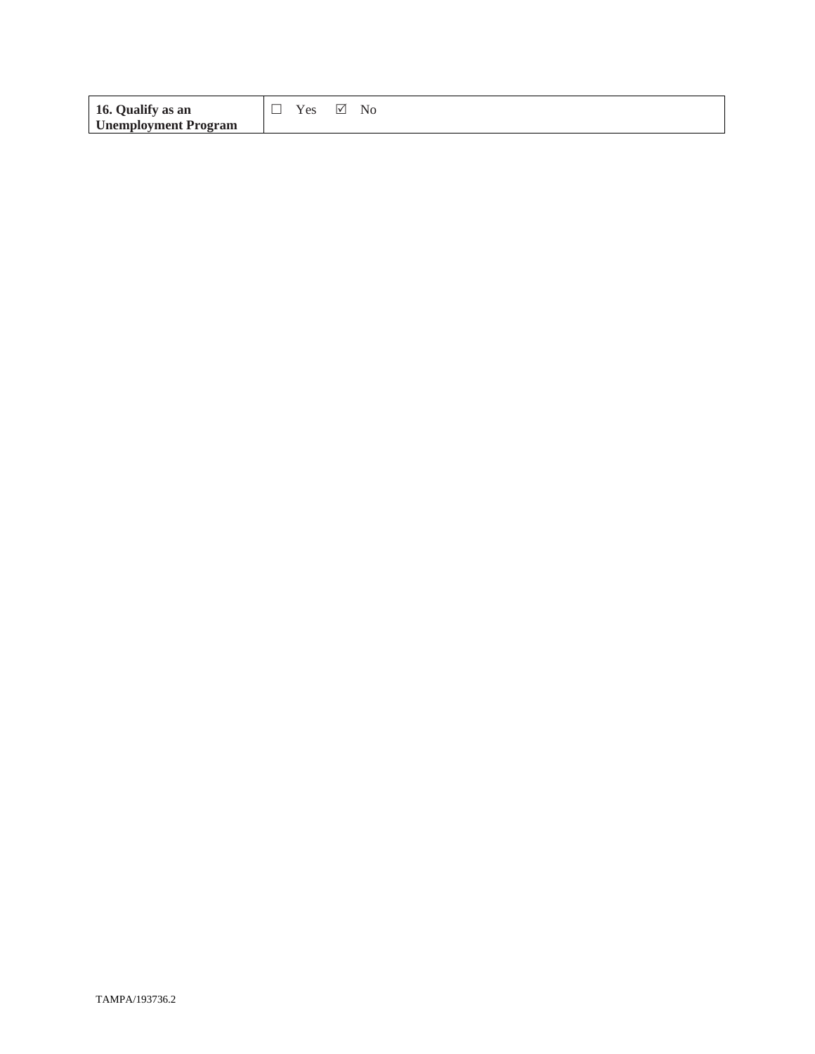| **16. Qualify as an Unemployment Program** | ☐ Yes ☑ No |
|---|---|

TAMPA/193736.2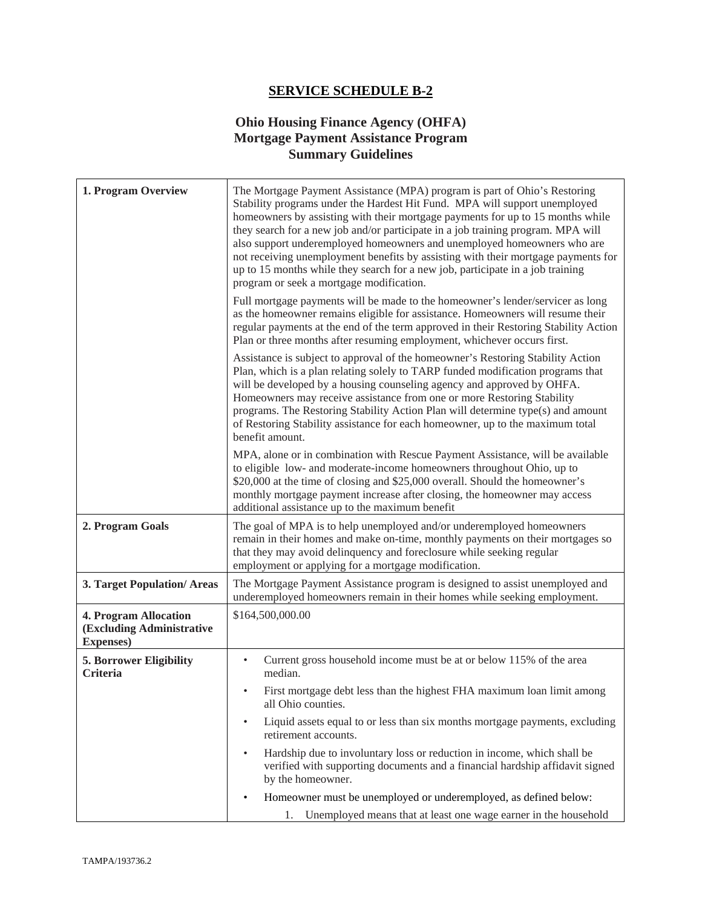# SERVICE SCHEDULE B-2

## Ohio Housing Finance Agency (OHFA)
## Mortgage Payment Assistance Program
## Summary Guidelines

| | |
|---|---|
| **1. Program Overview** | The Mortgage Payment Assistance (MPA) program is part of Ohio's Restoring Stability programs under the Hardest Hit Fund. MPA will support unemployed homeowners by assisting with their mortgage payments for up to 15 months while they search for a new job and/or participate in a job training program. MPA will also support underemployed homeowners and unemployed homeowners who are not receiving unemployment benefits by assisting with their mortgage payments for up to 15 months while they search for a new job, participate in a job training program or seek a mortgage modification.<br><br>Full mortgage payments will be made to the homeowner's lender/servicer as long as the homeowner remains eligible for assistance. Homeowners will resume their regular payments at the end of the term approved in their Restoring Stability Action Plan or three months after resuming employment, whichever occurs first.<br><br>Assistance is subject to approval of the homeowner's Restoring Stability Action Plan, which is a plan relating solely to TARP funded modification programs that will be developed by a housing counseling agency and approved by OHFA. Homeowners may receive assistance from one or more Restoring Stability programs. The Restoring Stability Action Plan will determine type(s) and amount of Restoring Stability assistance for each homeowner, up to the maximum total benefit amount.<br><br>MPA, alone or in combination with Rescue Payment Assistance, will be available to eligible low- and moderate-income homeowners throughout Ohio, up to $20,000 at the time of closing and $25,000 overall. Should the homeowner's monthly mortgage payment increase after closing, the homeowner may access additional assistance up to the maximum benefit |
| **2. Program Goals** | The goal of MPA is to help unemployed and/or underemployed homeowners remain in their homes and make on-time, monthly payments on their mortgages so that they may avoid delinquency and foreclosure while seeking regular employment or applying for a mortgage modification. |
| **3. Target Population/ Areas** | The Mortgage Payment Assistance program is designed to assist unemployed and underemployed homeowners remain in their homes while seeking employment. |
| **4. Program Allocation (Excluding Administrative Expenses)** | $164,500,000.00 |
| **5. Borrower Eligibility Criteria** | • Current gross household income must be at or below 115% of the area median.<br>• First mortgage debt less than the highest FHA maximum loan limit among all Ohio counties.<br>• Liquid assets equal to or less than six months mortgage payments, excluding retirement accounts.<br>• Hardship due to involuntary loss or reduction in income, which shall be verified with supporting documents and a financial hardship affidavit signed by the homeowner.<br>• Homeowner must be unemployed or underemployed, as defined below:<br>1. Unemployed means that at least one wage earner in the household |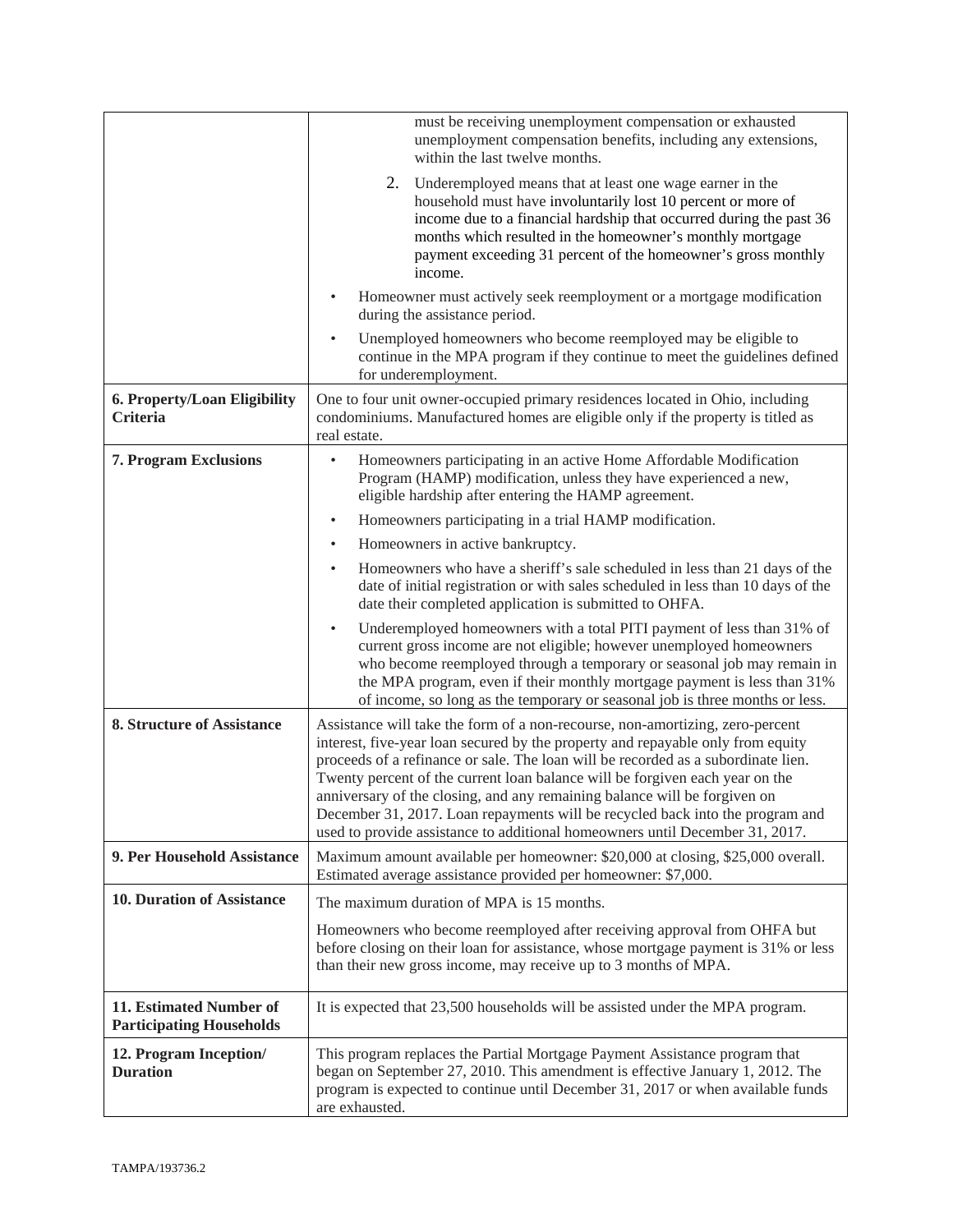| | |
|---|---|
| | must be receiving unemployment compensation or exhausted unemployment compensation benefits, including any extensions, within the last twelve months.<br>2. Underemployed means that at least one wage earner in the household must have involuntarily lost 10 percent or more of income due to a financial hardship that occurred during the past 36 months which resulted in the homeowner's monthly mortgage payment exceeding 31 percent of the homeowner's gross monthly income.<br>• Homeowner must actively seek reemployment or a mortgage modification during the assistance period.<br>• Unemployed homeowners who become reemployed may be eligible to continue in the MPA program if they continue to meet the guidelines defined for underemployment. |
| **6. Property/Loan Eligibility Criteria** | One to four unit owner-occupied primary residences located in Ohio, including condominiums. Manufactured homes are eligible only if the property is titled as real estate. |
| **7. Program Exclusions** | • Homeowners participating in an active Home Affordable Modification Program (HAMP) modification, unless they have experienced a new, eligible hardship after entering the HAMP agreement.<br>• Homeowners participating in a trial HAMP modification.<br>• Homeowners in active bankruptcy.<br>• Homeowners who have a sheriff's sale scheduled in less than 21 days of the date of initial registration or with sales scheduled in less than 10 days of the date their completed application is submitted to OHFA.<br>• Underemployed homeowners with a total PITI payment of less than 31% of current gross income are not eligible; however unemployed homeowners who become reemployed through a temporary or seasonal job may remain in the MPA program, even if their monthly mortgage payment is less than 31% of income, so long as the temporary or seasonal job is three months or less. |
| **8. Structure of Assistance** | Assistance will take the form of a non-recourse, non-amortizing, zero-percent interest, five-year loan secured by the property and repayable only from equity proceeds of a refinance or sale. The loan will be recorded as a subordinate lien. Twenty percent of the current loan balance will be forgiven each year on the anniversary of the closing, and any remaining balance will be forgiven on December 31, 2017. Loan repayments will be recycled back into the program and used to provide assistance to additional homeowners until December 31, 2017. |
| **9. Per Household Assistance** | Maximum amount available per homeowner: $20,000 at closing, $25,000 overall. Estimated average assistance provided per homeowner: $7,000. |
| **10. Duration of Assistance** | The maximum duration of MPA is 15 months.<br>Homeowners who become reemployed after receiving approval from OHFA but before closing on their loan for assistance, whose mortgage payment is 31% or less than their new gross income, may receive up to 3 months of MPA. |
| **11. Estimated Number of Participating Households** | It is expected that 23,500 households will be assisted under the MPA program. |
| **12. Program Inception/ Duration** | This program replaces the Partial Mortgage Payment Assistance program that began on September 27, 2010. This amendment is effective January 1, 2012. The program is expected to continue until December 31, 2017 or when available funds are exhausted. |

TAMPA/193736.2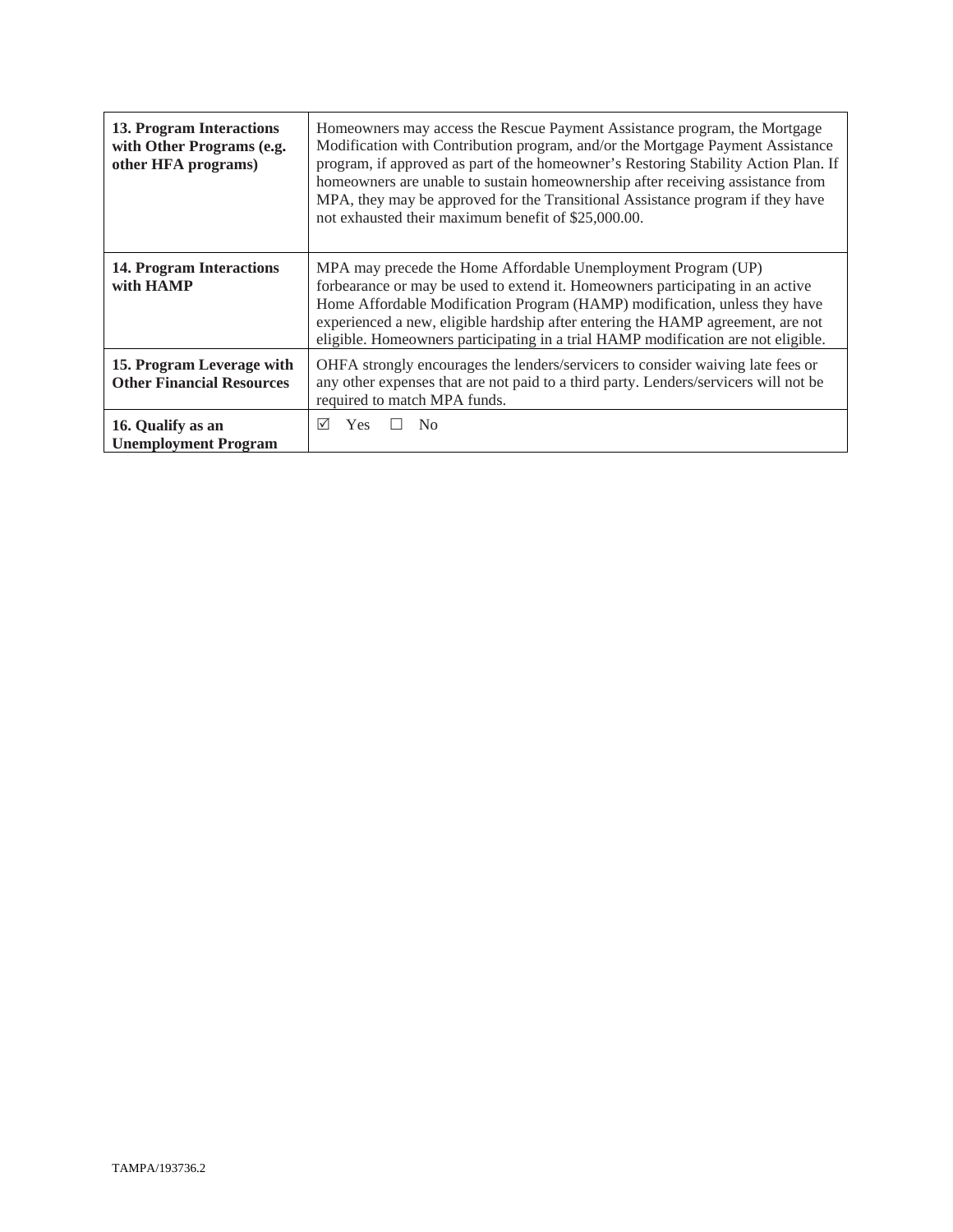| | |
|---|---|
| **13. Program Interactions with Other Programs (e.g. other HFA programs)** | Homeowners may access the Rescue Payment Assistance program, the Mortgage Modification with Contribution program, and/or the Mortgage Payment Assistance program, if approved as part of the homeowner's Restoring Stability Action Plan. If homeowners are unable to sustain homeownership after receiving assistance from MPA, they may be approved for the Transitional Assistance program if they have not exhausted their maximum benefit of $25,000.00. |
| **14. Program Interactions with HAMP** | MPA may precede the Home Affordable Unemployment Program (UP) forbearance or may be used to extend it. Homeowners participating in an active Home Affordable Modification Program (HAMP) modification, unless they have experienced a new, eligible hardship after entering the HAMP agreement, are not eligible. Homeowners participating in a trial HAMP modification are not eligible. |
| **15. Program Leverage with Other Financial Resources** | OHFA strongly encourages the lenders/servicers to consider waiving late fees or any other expenses that are not paid to a third party. Lenders/servicers will not be required to match MPA funds. |
| **16. Qualify as an Unemployment Program** | ☑ Yes ☐ No |

TAMPA/193736.2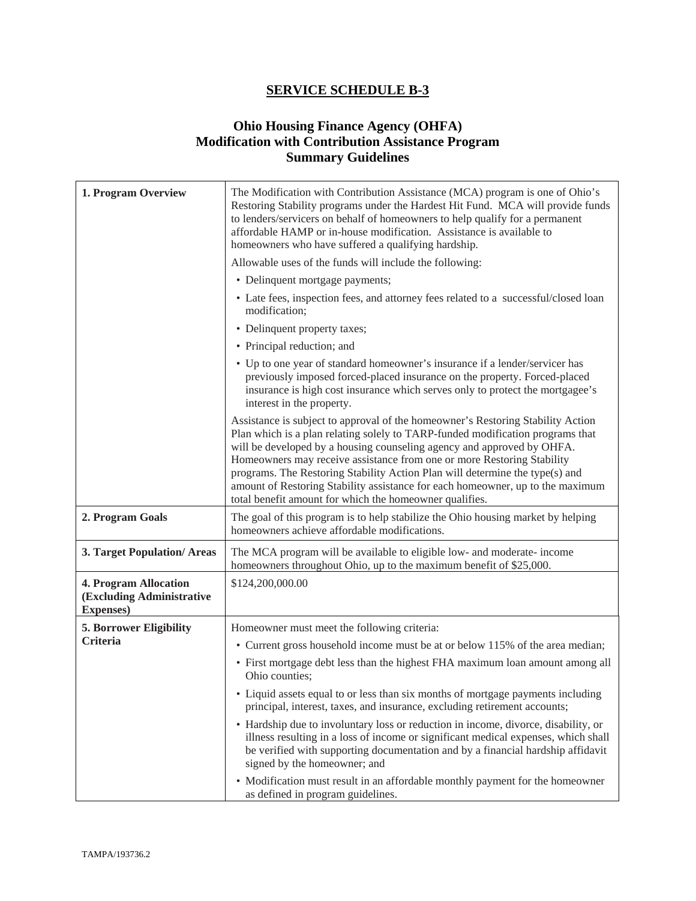## SERVICE SCHEDULE B-3

### Ohio Housing Finance Agency (OHFA) Modification with Contribution Assistance Program Summary Guidelines

| | |
|---|---|
| **1. Program Overview** | The Modification with Contribution Assistance (MCA) program is one of Ohio's Restoring Stability programs under the Hardest Hit Fund. MCA will provide funds to lenders/servicers on behalf of homeowners to help qualify for a permanent affordable HAMP or in-house modification. Assistance is available to homeowners who have suffered a qualifying hardship.<br><br>Allowable uses of the funds will include the following:<br>• Delinquent mortgage payments;<br>• Late fees, inspection fees, and attorney fees related to a successful/closed loan modification;<br>• Delinquent property taxes;<br>• Principal reduction; and<br>• Up to one year of standard homeowner's insurance if a lender/servicer has previously imposed forced-placed insurance on the property. Forced-placed insurance is high cost insurance which serves only to protect the mortgagee's interest in the property.<br><br>Assistance is subject to approval of the homeowner's Restoring Stability Action Plan which is a plan relating solely to TARP-funded modification programs that will be developed by a housing counseling agency and approved by OHFA. Homeowners may receive assistance from one or more Restoring Stability programs. The Restoring Stability Action Plan will determine the type(s) and amount of Restoring Stability assistance for each homeowner, up to the maximum total benefit amount for which the homeowner qualifies. |
| **2. Program Goals** | The goal of this program is to help stabilize the Ohio housing market by helping homeowners achieve affordable modifications. |
| **3. Target Population/ Areas** | The MCA program will be available to eligible low- and moderate- income homeowners throughout Ohio, up to the maximum benefit of $25,000. |
| **4. Program Allocation (Excluding Administrative Expenses)** | $124,200,000.00 |
| **5. Borrower Eligibility Criteria** | Homeowner must meet the following criteria:<br>• Current gross household income must be at or below 115% of the area median;<br>• First mortgage debt less than the highest FHA maximum loan amount among all Ohio counties;<br>• Liquid assets equal to or less than six months of mortgage payments including principal, interest, taxes, and insurance, excluding retirement accounts;<br>• Hardship due to involuntary loss or reduction in income, divorce, disability, or illness resulting in a loss of income or significant medical expenses, which shall be verified with supporting documentation and by a financial hardship affidavit signed by the homeowner; and<br>• Modification must result in an affordable monthly payment for the homeowner as defined in program guidelines. |

TAMPA/193736.2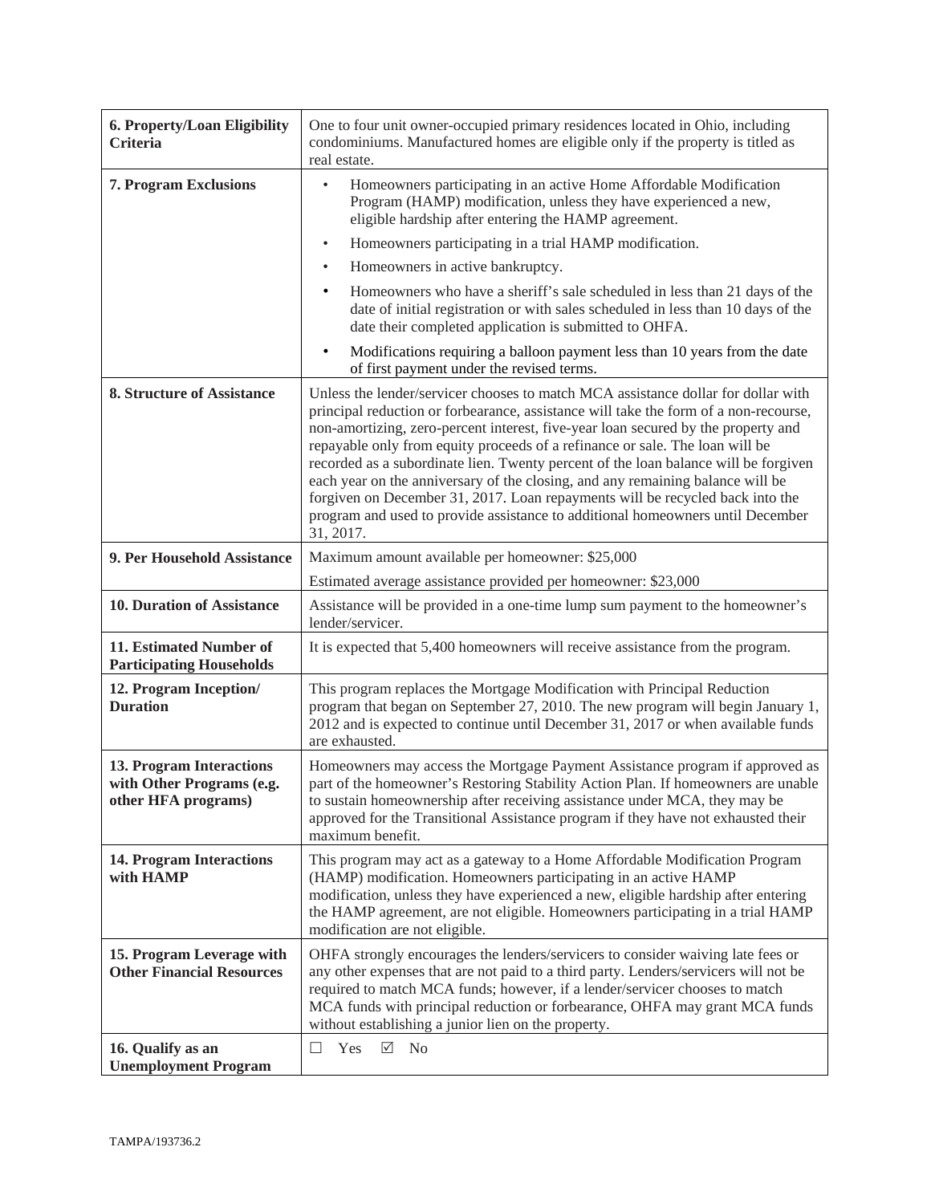| | |
|---|---|
| **6. Property/Loan Eligibility Criteria** | One to four unit owner-occupied primary residences located in Ohio, including condominiums. Manufactured homes are eligible only if the property is titled as real estate. |
| **7. Program Exclusions** | • Homeowners participating in an active Home Affordable Modification Program (HAMP) modification, unless they have experienced a new, eligible hardship after entering the HAMP agreement.<br>• Homeowners participating in a trial HAMP modification.<br>• Homeowners in active bankruptcy.<br>• Homeowners who have a sheriff's sale scheduled in less than 21 days of the date of initial registration or with sales scheduled in less than 10 days of the date their completed application is submitted to OHFA.<br>• Modifications requiring a balloon payment less than 10 years from the date of first payment under the revised terms. |
| **8. Structure of Assistance** | Unless the lender/servicer chooses to match MCA assistance dollar for dollar with principal reduction or forbearance, assistance will take the form of a non-recourse, non-amortizing, zero-percent interest, five-year loan secured by the property and repayable only from equity proceeds of a refinance or sale. The loan will be recorded as a subordinate lien. Twenty percent of the loan balance will be forgiven each year on the anniversary of the closing, and any remaining balance will be forgiven on December 31, 2017. Loan repayments will be recycled back into the program and used to provide assistance to additional homeowners until December 31, 2017. |
| **9. Per Household Assistance** | Maximum amount available per homeowner: $25,000<br>Estimated average assistance provided per homeowner: $23,000 |
| **10. Duration of Assistance** | Assistance will be provided in a one-time lump sum payment to the homeowner's lender/servicer. |
| **11. Estimated Number of Participating Households** | It is expected that 5,400 homeowners will receive assistance from the program. |
| **12. Program Inception/ Duration** | This program replaces the Mortgage Modification with Principal Reduction program that began on September 27, 2010. The new program will begin January 1, 2012 and is expected to continue until December 31, 2017 or when available funds are exhausted. |
| **13. Program Interactions with Other Programs (e.g. other HFA programs)** | Homeowners may access the Mortgage Payment Assistance program if approved as part of the homeowner's Restoring Stability Action Plan. If homeowners are unable to sustain homeownership after receiving assistance under MCA, they may be approved for the Transitional Assistance program if they have not exhausted their maximum benefit. |
| **14. Program Interactions with HAMP** | This program may act as a gateway to a Home Affordable Modification Program (HAMP) modification. Homeowners participating in an active HAMP modification, unless they have experienced a new, eligible hardship after entering the HAMP agreement, are not eligible. Homeowners participating in a trial HAMP modification are not eligible. |
| **15. Program Leverage with Other Financial Resources** | OHFA strongly encourages the lenders/servicers to consider waiving late fees or any other expenses that are not paid to a third party. Lenders/servicers will not be required to match MCA funds; however, if a lender/servicer chooses to match MCA funds with principal reduction or forbearance, OHFA may grant MCA funds without establishing a junior lien on the property. |
| **16. Qualify as an Unemployment Program** | ☐ Yes ☑ No |

TAMPA/193736.2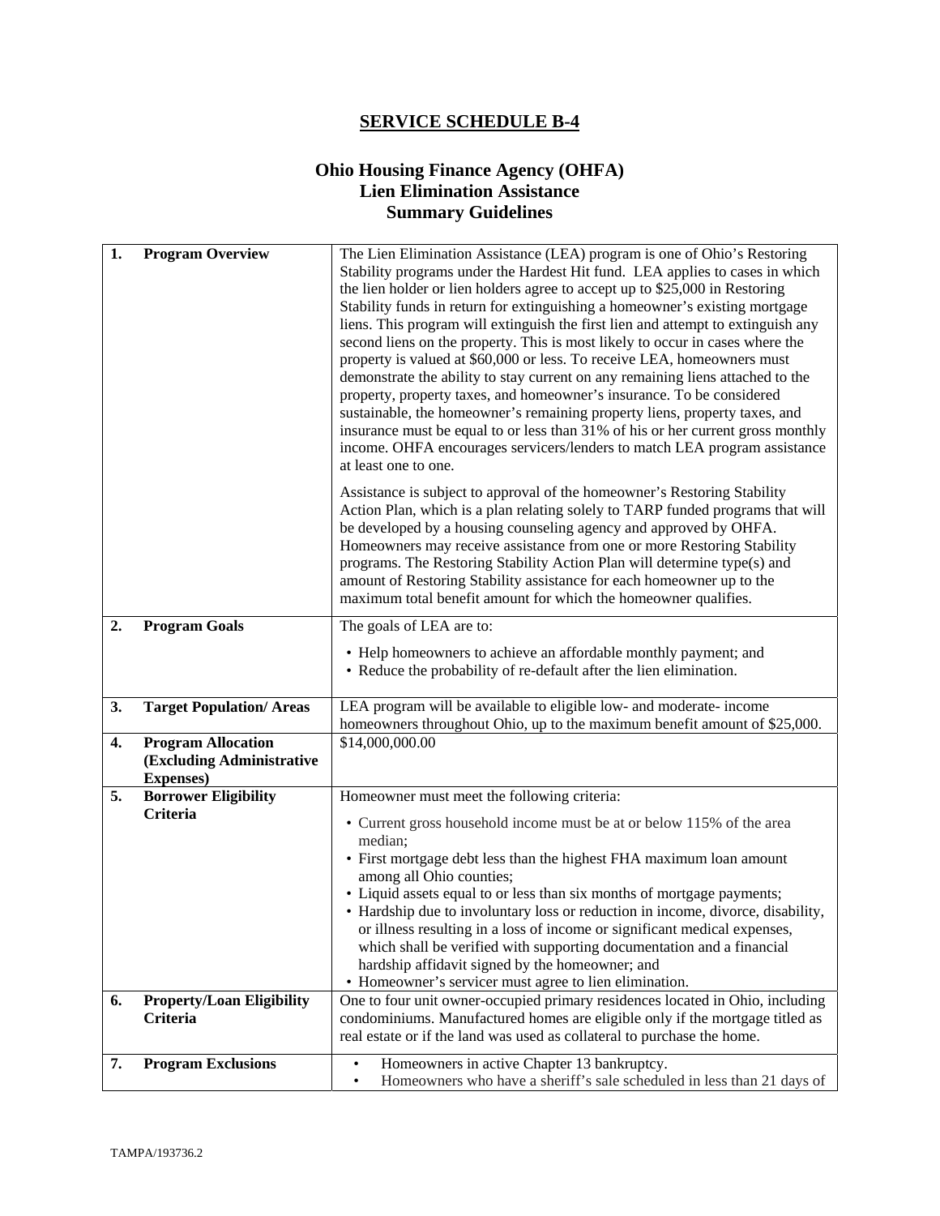# SERVICE SCHEDULE B-4

## Ohio Housing Finance Agency (OHFA)
## Lien Elimination Assistance
## Summary Guidelines

| | | |
|---|---|---|
| **1.** | **Program Overview** | The Lien Elimination Assistance (LEA) program is one of Ohio's Restoring Stability programs under the Hardest Hit fund. LEA applies to cases in which the lien holder or lien holders agree to accept up to $25,000 in Restoring Stability funds in return for extinguishing a homeowner's existing mortgage liens. This program will extinguish the first lien and attempt to extinguish any second liens on the property. This is most likely to occur in cases where the property is valued at $60,000 or less. To receive LEA, homeowners must demonstrate the ability to stay current on any remaining liens attached to the property, property taxes, and homeowner's insurance. To be considered sustainable, the homeowner's remaining property liens, property taxes, and insurance must be equal to or less than 31% of his or her current gross monthly income. OHFA encourages servicers/lenders to match LEA program assistance at least one to one.<br><br>Assistance is subject to approval of the homeowner's Restoring Stability Action Plan, which is a plan relating solely to TARP funded programs that will be developed by a housing counseling agency and approved by OHFA. Homeowners may receive assistance from one or more Restoring Stability programs. The Restoring Stability Action Plan will determine type(s) and amount of Restoring Stability assistance for each homeowner up to the maximum total benefit amount for which the homeowner qualifies. |
| **2.** | **Program Goals** | The goals of LEA are to:<br><br>• Help homeowners to achieve an affordable monthly payment; and<br>• Reduce the probability of re-default after the lien elimination. |
| **3.** | **Target Population/ Areas** | LEA program will be available to eligible low- and moderate- income homeowners throughout Ohio, up to the maximum benefit amount of $25,000. |
| **4.** | **Program Allocation (Excluding Administrative Expenses)** | $14,000,000.00 |
| **5.** | **Borrower Eligibility Criteria** | Homeowner must meet the following criteria:<br><br>• Current gross household income must be at or below 115% of the area median;<br>• First mortgage debt less than the highest FHA maximum loan amount among all Ohio counties;<br>• Liquid assets equal to or less than six months of mortgage payments;<br>• Hardship due to involuntary loss or reduction in income, divorce, disability, or illness resulting in a loss of income or significant medical expenses, which shall be verified with supporting documentation and a financial hardship affidavit signed by the homeowner; and<br>• Homeowner's servicer must agree to lien elimination. |
| **6.** | **Property/Loan Eligibility Criteria** | One to four unit owner-occupied primary residences located in Ohio, including condominiums. Manufactured homes are eligible only if the mortgage titled as real estate or if the land was used as collateral to purchase the home. |
| **7.** | **Program Exclusions** | • Homeowners in active Chapter 13 bankruptcy.<br>• Homeowners who have a sheriff's sale scheduled in less than 21 days of |

TAMPA/193736.2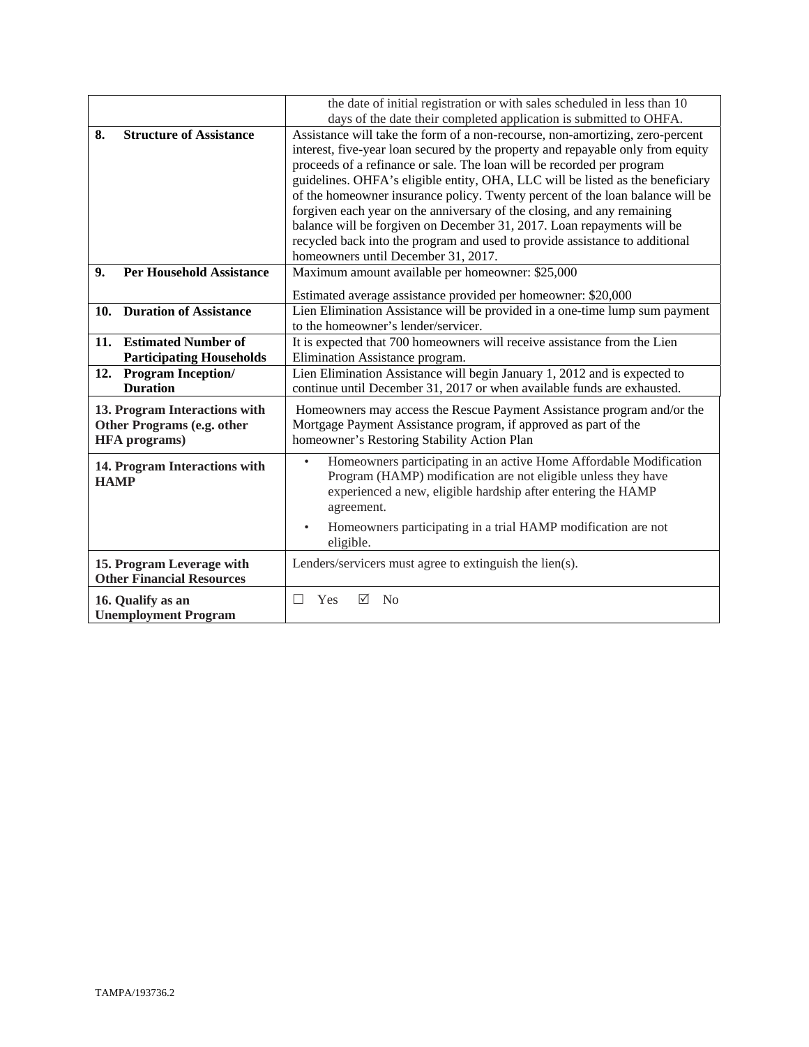| | |
|---|---|
| | the date of initial registration or with sales scheduled in less than 10 days of the date their completed application is submitted to OHFA. |
| **8. Structure of Assistance** | Assistance will take the form of a non-recourse, non-amortizing, zero-percent interest, five-year loan secured by the property and repayable only from equity proceeds of a refinance or sale. The loan will be recorded per program guidelines. OHFA's eligible entity, OHA, LLC will be listed as the beneficiary of the homeowner insurance policy. Twenty percent of the loan balance will be forgiven each year on the anniversary of the closing, and any remaining balance will be forgiven on December 31, 2017. Loan repayments will be recycled back into the program and used to provide assistance to additional homeowners until December 31, 2017. |
| **9. Per Household Assistance** | Maximum amount available per homeowner: $25,000<br><br>Estimated average assistance provided per homeowner: $20,000 |
| **10. Duration of Assistance** | Lien Elimination Assistance will be provided in a one-time lump sum payment to the homeowner's lender/servicer. |
| **11. Estimated Number of Participating Households** | It is expected that 700 homeowners will receive assistance from the Lien Elimination Assistance program. |
| **12. Program Inception/ Duration** | Lien Elimination Assistance will begin January 1, 2012 and is expected to continue until December 31, 2017 or when available funds are exhausted. |
| **13. Program Interactions with Other Programs (e.g. other HFA programs)** | Homeowners may access the Rescue Payment Assistance program and/or the Mortgage Payment Assistance program, if approved as part of the homeowner's Restoring Stability Action Plan |
| **14. Program Interactions with HAMP** | • Homeowners participating in an active Home Affordable Modification Program (HAMP) modification are not eligible unless they have experienced a new, eligible hardship after entering the HAMP agreement.<br><br>• Homeowners participating in a trial HAMP modification are not eligible. |
| **15. Program Leverage with Other Financial Resources** | Lenders/servicers must agree to extinguish the lien(s). |
| **16. Qualify as an Unemployment Program** | ☐ Yes ☑ No |

TAMPA/193736.2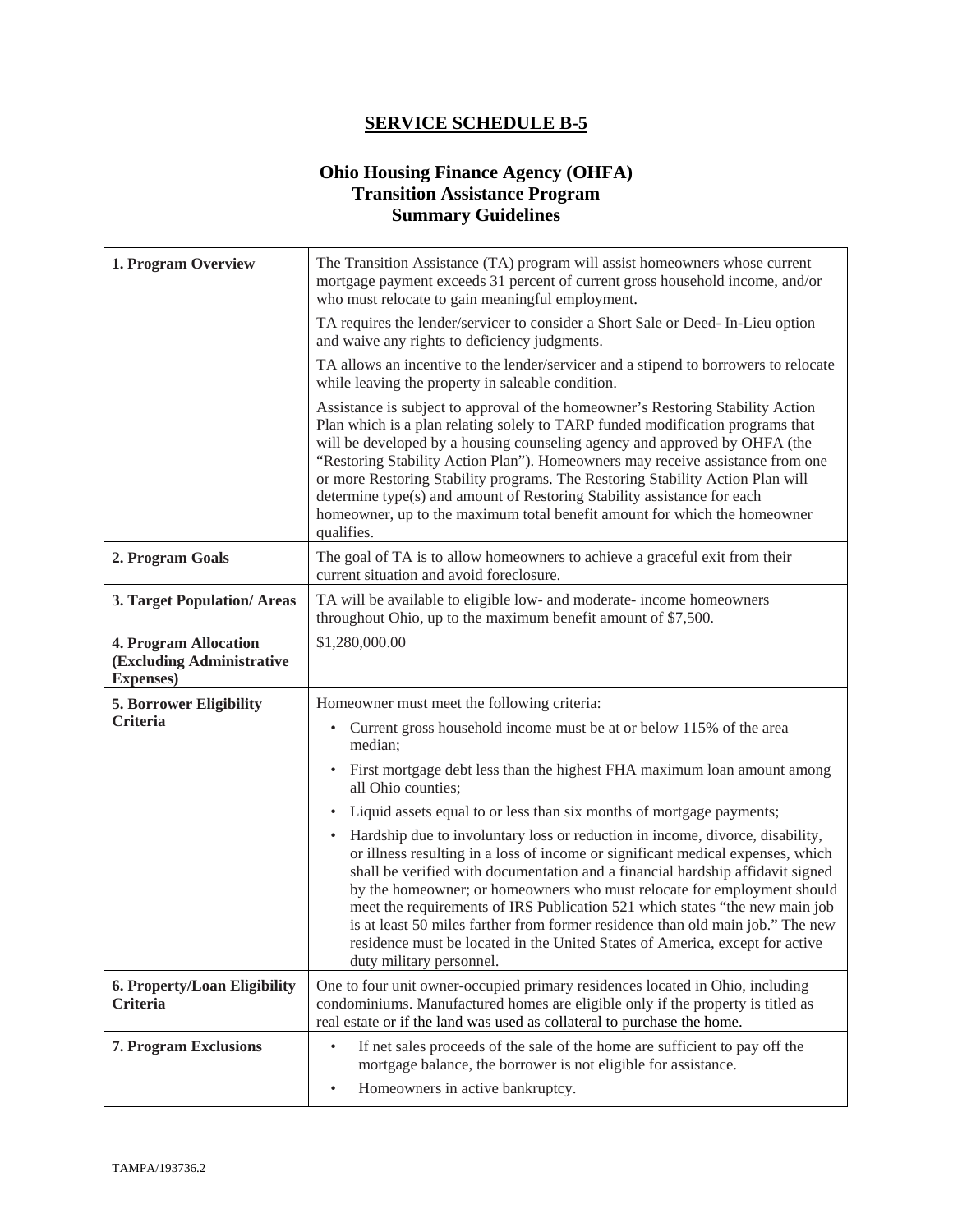# SERVICE SCHEDULE B-5

## Ohio Housing Finance Agency (OHFA)
## Transition Assistance Program
## Summary Guidelines

| | |
|---|---|
| **1. Program Overview** | The Transition Assistance (TA) program will assist homeowners whose current mortgage payment exceeds 31 percent of current gross household income, and/or who must relocate to gain meaningful employment.<br><br>TA requires the lender/servicer to consider a Short Sale or Deed- In-Lieu option and waive any rights to deficiency judgments.<br><br>TA allows an incentive to the lender/servicer and a stipend to borrowers to relocate while leaving the property in saleable condition.<br><br>Assistance is subject to approval of the homeowner's Restoring Stability Action Plan which is a plan relating solely to TARP funded modification programs that will be developed by a housing counseling agency and approved by OHFA (the "Restoring Stability Action Plan"). Homeowners may receive assistance from one or more Restoring Stability programs. The Restoring Stability Action Plan will determine type(s) and amount of Restoring Stability assistance for each homeowner, up to the maximum total benefit amount for which the homeowner qualifies. |
| **2. Program Goals** | The goal of TA is to allow homeowners to achieve a graceful exit from their current situation and avoid foreclosure. |
| **3. Target Population/ Areas** | TA will be available to eligible low- and moderate- income homeowners throughout Ohio, up to the maximum benefit amount of $7,500. |
| **4. Program Allocation (Excluding Administrative Expenses)** | $1,280,000.00 |
| **5. Borrower Eligibility Criteria** | Homeowner must meet the following criteria:<br>• Current gross household income must be at or below 115% of the area median;<br>• First mortgage debt less than the highest FHA maximum loan amount among all Ohio counties;<br>• Liquid assets equal to or less than six months of mortgage payments;<br>• Hardship due to involuntary loss or reduction in income, divorce, disability, or illness resulting in a loss of income or significant medical expenses, which shall be verified with documentation and a financial hardship affidavit signed by the homeowner; or homeowners who must relocate for employment should meet the requirements of IRS Publication 521 which states "the new main job is at least 50 miles farther from former residence than old main job." The new residence must be located in the United States of America, except for active duty military personnel. |
| **6. Property/Loan Eligibility Criteria** | One to four unit owner-occupied primary residences located in Ohio, including condominiums. Manufactured homes are eligible only if the property is titled as real estate or if the land was used as collateral to purchase the home. |
| **7. Program Exclusions** | • If net sales proceeds of the sale of the home are sufficient to pay off the mortgage balance, the borrower is not eligible for assistance.<br>• Homeowners in active bankruptcy. |

TAMPA/193736.2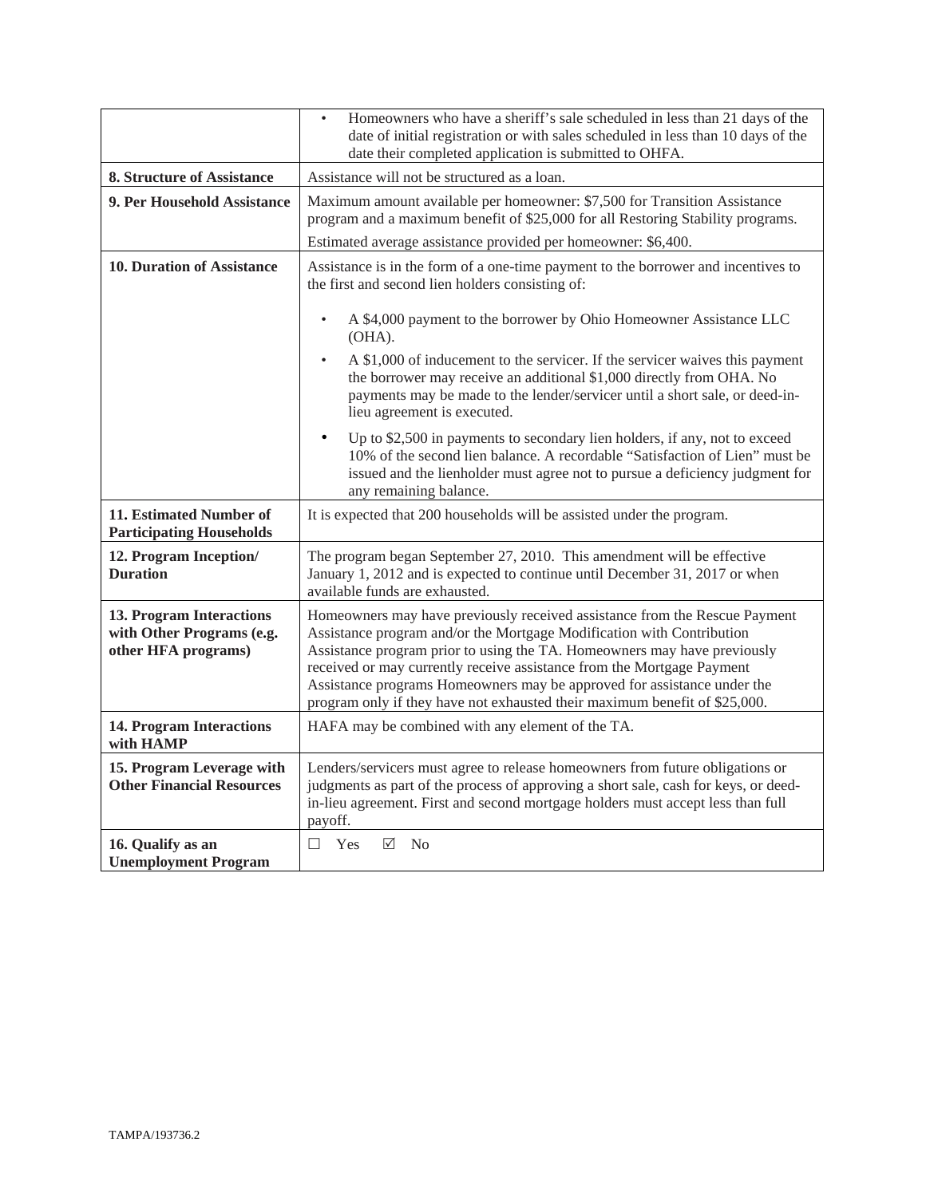| | |
|---|---|
| | • Homeowners who have a sheriff's sale scheduled in less than 21 days of the date of initial registration or with sales scheduled in less than 10 days of the date their completed application is submitted to OHFA. |
| **8. Structure of Assistance** | Assistance will not be structured as a loan. |
| **9. Per Household Assistance** | Maximum amount available per homeowner: \$7,500 for Transition Assistance program and a maximum benefit of \$25,000 for all Restoring Stability programs.<br>Estimated average assistance provided per homeowner: \$6,400. |
| **10. Duration of Assistance** | Assistance is in the form of a one-time payment to the borrower and incentives to the first and second lien holders consisting of:<br>• A \$4,000 payment to the borrower by Ohio Homeowner Assistance LLC (OHA).<br>• A \$1,000 of inducement to the servicer. If the servicer waives this payment the borrower may receive an additional \$1,000 directly from OHA. No payments may be made to the lender/servicer until a short sale, or deed-in-lieu agreement is executed.<br>• Up to \$2,500 in payments to secondary lien holders, if any, not to exceed 10% of the second lien balance. A recordable "Satisfaction of Lien" must be issued and the lienholder must agree not to pursue a deficiency judgment for any remaining balance. |
| **11. Estimated Number of Participating Households** | It is expected that 200 households will be assisted under the program. |
| **12. Program Inception/ Duration** | The program began September 27, 2010. This amendment will be effective January 1, 2012 and is expected to continue until December 31, 2017 or when available funds are exhausted. |
| **13. Program Interactions with Other Programs (e.g. other HFA programs)** | Homeowners may have previously received assistance from the Rescue Payment Assistance program and/or the Mortgage Modification with Contribution Assistance program prior to using the TA. Homeowners may have previously received or may currently receive assistance from the Mortgage Payment Assistance programs Homeowners may be approved for assistance under the program only if they have not exhausted their maximum benefit of \$25,000. |
| **14. Program Interactions with HAMP** | HAFA may be combined with any element of the TA. |
| **15. Program Leverage with Other Financial Resources** | Lenders/servicers must agree to release homeowners from future obligations or judgments as part of the process of approving a short sale, cash for keys, or deed-in-lieu agreement. First and second mortgage holders must accept less than full payoff. |
| **16. Qualify as an Unemployment Program** | ☐ Yes ☑ No |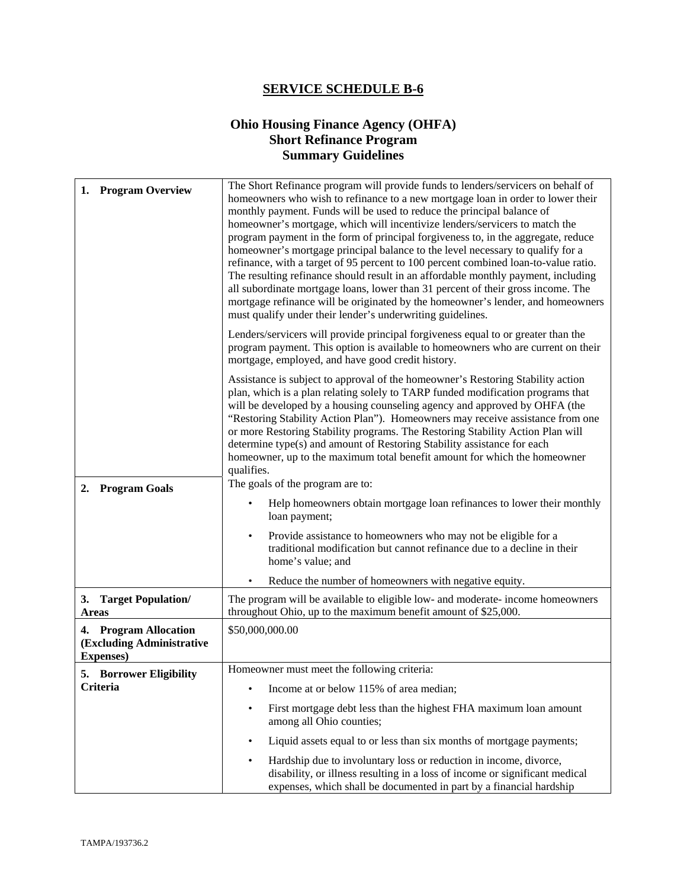## SERVICE SCHEDULE B-6

### Ohio Housing Finance Agency (OHFA) Short Refinance Program Summary Guidelines

| | |
|---|---|
| **1. Program Overview** | The Short Refinance program will provide funds to lenders/servicers on behalf of homeowners who wish to refinance to a new mortgage loan in order to lower their monthly payment. Funds will be used to reduce the principal balance of homeowner's mortgage, which will incentivize lenders/servicers to match the program payment in the form of principal forgiveness to, in the aggregate, reduce homeowner's mortgage principal balance to the level necessary to qualify for a refinance, with a target of 95 percent to 100 percent combined loan-to-value ratio. The resulting refinance should result in an affordable monthly payment, including all subordinate mortgage loans, lower than 31 percent of their gross income. The mortgage refinance will be originated by the homeowner's lender, and homeowners must qualify under their lender's underwriting guidelines.<br><br>Lenders/servicers will provide principal forgiveness equal to or greater than the program payment. This option is available to homeowners who are current on their mortgage, employed, and have good credit history.<br><br>Assistance is subject to approval of the homeowner's Restoring Stability action plan, which is a plan relating solely to TARP funded modification programs that will be developed by a housing counseling agency and approved by OHFA (the "Restoring Stability Action Plan"). Homeowners may receive assistance from one or more Restoring Stability programs. The Restoring Stability Action Plan will determine type(s) and amount of Restoring Stability assistance for each homeowner, up to the maximum total benefit amount for which the homeowner qualifies. |
| **2. Program Goals** | The goals of the program are to:<br>• Help homeowners obtain mortgage loan refinances to lower their monthly loan payment;<br>• Provide assistance to homeowners who may not be eligible for a traditional modification but cannot refinance due to a decline in their home's value; and<br>• Reduce the number of homeowners with negative equity. |
| **3. Target Population/ Areas** | The program will be available to eligible low- and moderate- income homeowners throughout Ohio, up to the maximum benefit amount of $25,000. |
| **4. Program Allocation (Excluding Administrative Expenses)** | $50,000,000.00 |
| **5. Borrower Eligibility Criteria** | Homeowner must meet the following criteria:<br>• Income at or below 115% of area median;<br>• First mortgage debt less than the highest FHA maximum loan amount among all Ohio counties;<br>• Liquid assets equal to or less than six months of mortgage payments;<br>• Hardship due to involuntary loss or reduction in income, divorce, disability, or illness resulting in a loss of income or significant medical expenses, which shall be documented in part by a financial hardship |

TAMPA/193736.2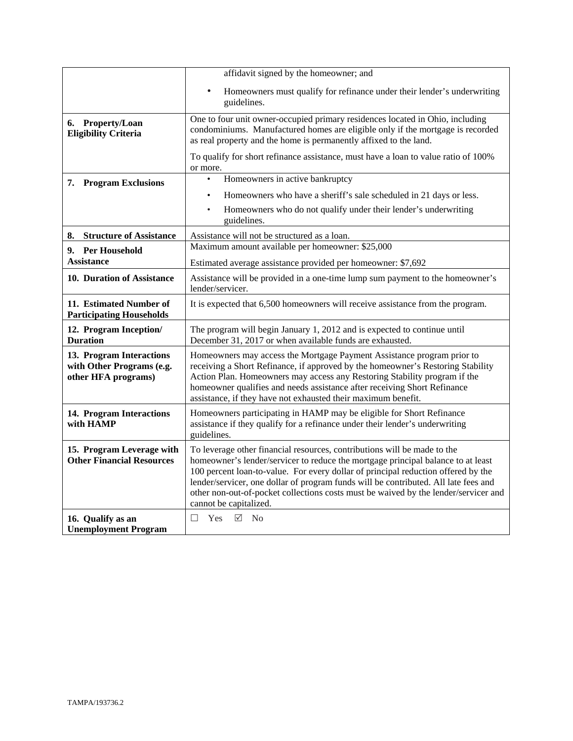| | |
|---|---|
| | affidavit signed by the homeowner; and<br>• Homeowners must qualify for refinance under their lender's underwriting guidelines. |
| **6. Property/Loan Eligibility Criteria** | One to four unit owner-occupied primary residences located in Ohio, including condominiums. Manufactured homes are eligible only if the mortgage is recorded as real property and the home is permanently affixed to the land.<br>To qualify for short refinance assistance, must have a loan to value ratio of 100% or more. |
| **7. Program Exclusions** | • Homeowners in active bankruptcy<br>• Homeowners who have a sheriff's sale scheduled in 21 days or less.<br>• Homeowners who do not qualify under their lender's underwriting guidelines. |
| **8. Structure of Assistance** | Assistance will not be structured as a loan. |
| **9. Per Household Assistance** | Maximum amount available per homeowner: $25,000<br>Estimated average assistance provided per homeowner: $7,692 |
| **10. Duration of Assistance** | Assistance will be provided in a one-time lump sum payment to the homeowner's lender/servicer. |
| **11. Estimated Number of Participating Households** | It is expected that 6,500 homeowners will receive assistance from the program. |
| **12. Program Inception/ Duration** | The program will begin January 1, 2012 and is expected to continue until December 31, 2017 or when available funds are exhausted. |
| **13. Program Interactions with Other Programs (e.g. other HFA programs)** | Homeowners may access the Mortgage Payment Assistance program prior to receiving a Short Refinance, if approved by the homeowner's Restoring Stability Action Plan. Homeowners may access any Restoring Stability program if the homeowner qualifies and needs assistance after receiving Short Refinance assistance, if they have not exhausted their maximum benefit. |
| **14. Program Interactions with HAMP** | Homeowners participating in HAMP may be eligible for Short Refinance assistance if they qualify for a refinance under their lender's underwriting guidelines. |
| **15. Program Leverage with Other Financial Resources** | To leverage other financial resources, contributions will be made to the homeowner's lender/servicer to reduce the mortgage principal balance to at least 100 percent loan-to-value. For every dollar of principal reduction offered by the lender/servicer, one dollar of program funds will be contributed. All late fees and other non-out-of-pocket collections costs must be waived by the lender/servicer and cannot be capitalized. |
| **16. Qualify as an Unemployment Program** | ☐ Yes ☑ No |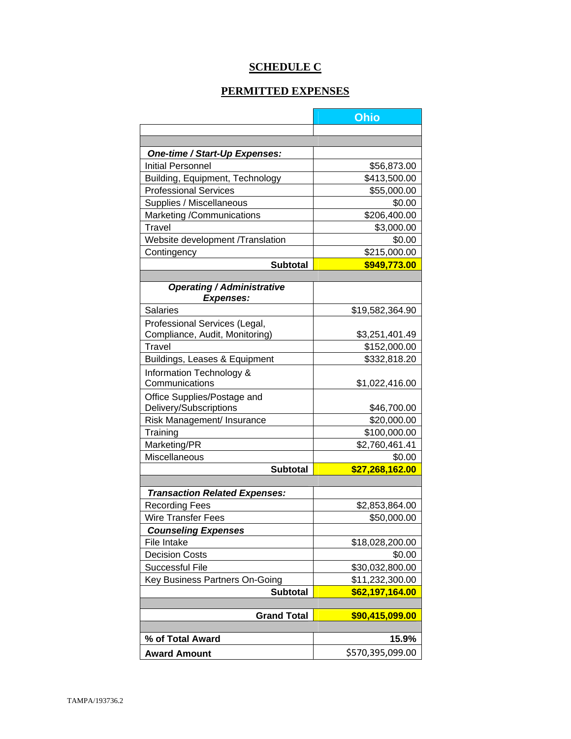# SCHEDULE C

## PERMITTED EXPENSES

| | Ohio |
|---|---:|
| | |
| | |
| ***One-time / Start-Up Expenses:*** | |
| Initial Personnel | $56,873.00 |
| Building, Equipment, Technology | $413,500.00 |
| Professional Services | $55,000.00 |
| Supplies / Miscellaneous | $0.00 |
| Marketing /Communications | $206,400.00 |
| Travel | $3,000.00 |
| Website development /Translation | $0.00 |
| Contingency | $215,000.00 |
| **Subtotal** | **$949,773.00** |
| | |
| ***Operating / Administrative Expenses:*** | |
| Salaries | $19,582,364.90 |
| Professional Services (Legal, Compliance, Audit, Monitoring) | $3,251,401.49 |
| Travel | $152,000.00 |
| Buildings, Leases & Equipment | $332,818.20 |
| Information Technology & Communications | $1,022,416.00 |
| Office Supplies/Postage and Delivery/Subscriptions | $46,700.00 |
| Risk Management/ Insurance | $20,000.00 |
| Training | $100,000.00 |
| Marketing/PR | $2,760,461.41 |
| Miscellaneous | $0.00 |
| **Subtotal** | **$27,268,162.00** |
| | |
| ***Transaction Related Expenses:*** | |
| Recording Fees | $2,853,864.00 |
| Wire Transfer Fees | $50,000.00 |
| ***Counseling Expenses*** | |
| File Intake | $18,028,200.00 |
| Decision Costs | $0.00 |
| Successful File | $30,032,800.00 |
| Key Business Partners On-Going | $11,232,300.00 |
| **Subtotal** | **$62,197,164.00** |
| | |
| **Grand Total** | **$90,415,099.00** |
| | |
| **% of Total Award** | **15.9%** |
| **Award Amount** | $570,395,099.00 |

TAMPA/193736.2